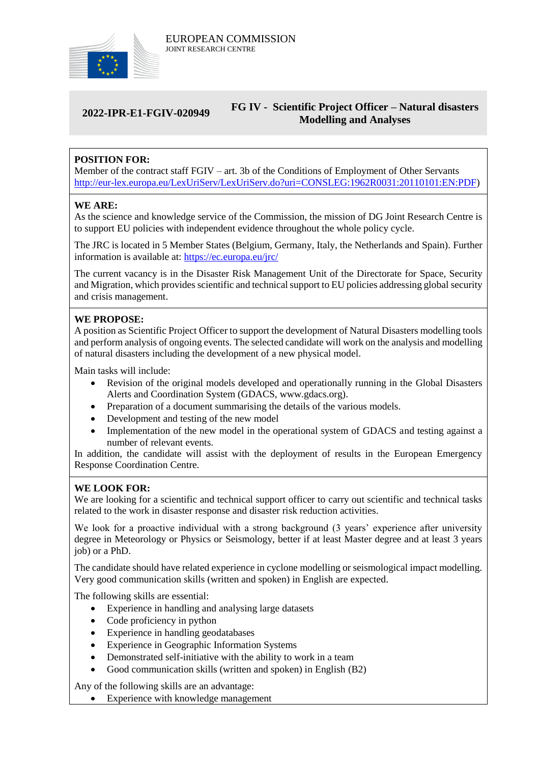EUROPEAN COMMISSION
JOINT RESEARCH CENTRE

**2022-IPR-E1-FGIV-020949**

# FG IV - Scientific Project Officer – Natural disasters Modelling and Analyses

**POSITION FOR:**
Member of the contract staff FGIV – art. 3b of the Conditions of Employment of Other Servants http://eur-lex.europa.eu/LexUriServ/LexUriServ.do?uri=CONSLEG:1962R0031:20110101:EN:PDF)

**WE ARE:**
As the science and knowledge service of the Commission, the mission of DG Joint Research Centre is to support EU policies with independent evidence throughout the whole policy cycle.

The JRC is located in 5 Member States (Belgium, Germany, Italy, the Netherlands and Spain). Further information is available at: https://ec.europa.eu/jrc/

The current vacancy is in the Disaster Risk Management Unit of the Directorate for Space, Security and Migration, which provides scientific and technical support to EU policies addressing global security and crisis management.

**WE PROPOSE:**
A position as Scientific Project Officer to support the development of Natural Disasters modelling tools and perform analysis of ongoing events. The selected candidate will work on the analysis and modelling of natural disasters including the development of a new physical model.

Main tasks will include:

- Revision of the original models developed and operationally running in the Global Disasters Alerts and Coordination System (GDACS, www.gdacs.org).
- Preparation of a document summarising the details of the various models.
- Development and testing of the new model
- Implementation of the new model in the operational system of GDACS and testing against a number of relevant events.

In addition, the candidate will assist with the deployment of results in the European Emergency Response Coordination Centre.

**WE LOOK FOR:**
We are looking for a scientific and technical support officer to carry out scientific and technical tasks related to the work in disaster response and disaster risk reduction activities.

We look for a proactive individual with a strong background (3 years' experience after university degree in Meteorology or Physics or Seismology, better if at least Master degree and at least 3 years job) or a PhD.

The candidate should have related experience in cyclone modelling or seismological impact modelling. Very good communication skills (written and spoken) in English are expected.

The following skills are essential:

- Experience in handling and analysing large datasets
- Code proficiency in python
- Experience in handling geodatabases
- Experience in Geographic Information Systems
- Demonstrated self-initiative with the ability to work in a team
- Good communication skills (written and spoken) in English (B2)

Any of the following skills are an advantage:

- Experience with knowledge management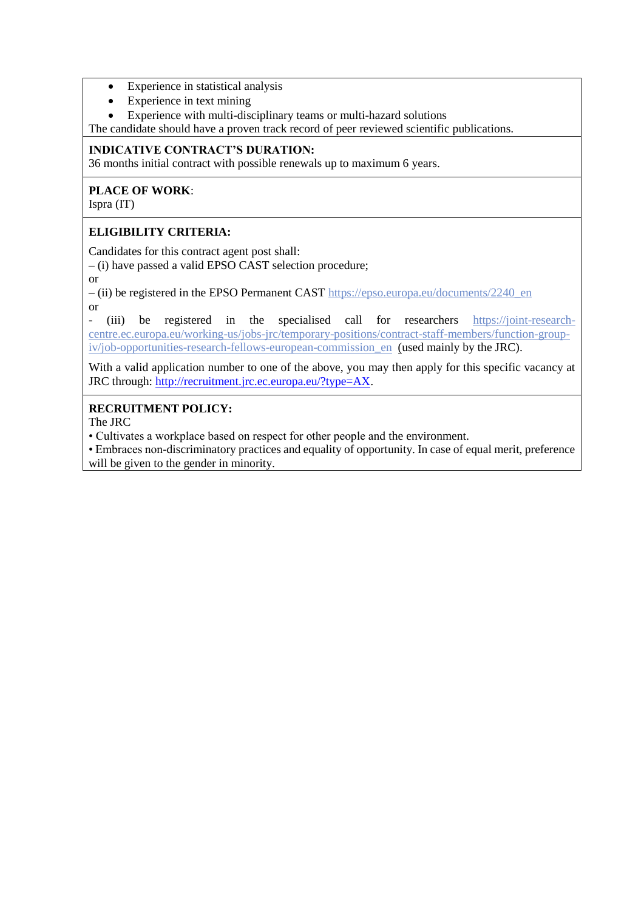- Experience in statistical analysis
- Experience in text mining
- Experience with multi-disciplinary teams or multi-hazard solutions

The candidate should have a proven track record of peer reviewed scientific publications.

**INDICATIVE CONTRACT'S DURATION:**
36 months initial contract with possible renewals up to maximum 6 years.

**PLACE OF WORK**:
Ispra (IT)

**ELIGIBILITY CRITERIA:**

Candidates for this contract agent post shall:
– (i) have passed a valid EPSO CAST selection procedure;
or
– (ii) be registered in the EPSO Permanent CAST https://epso.europa.eu/documents/2240_en
or
- (iii) be registered in the specialised call for researchers https://joint-research-centre.ec.europa.eu/working-us/jobs-jrc/temporary-positions/contract-staff-members/function-group-iv/job-opportunities-research-fellows-european-commission_en (used mainly by the JRC).

With a valid application number to one of the above, you may then apply for this specific vacancy at JRC through: http://recruitment.jrc.ec.europa.eu/?type=AX.

**RECRUITMENT POLICY:**
The JRC
• Cultivates a workplace based on respect for other people and the environment.
• Embraces non-discriminatory practices and equality of opportunity. In case of equal merit, preference will be given to the gender in minority.